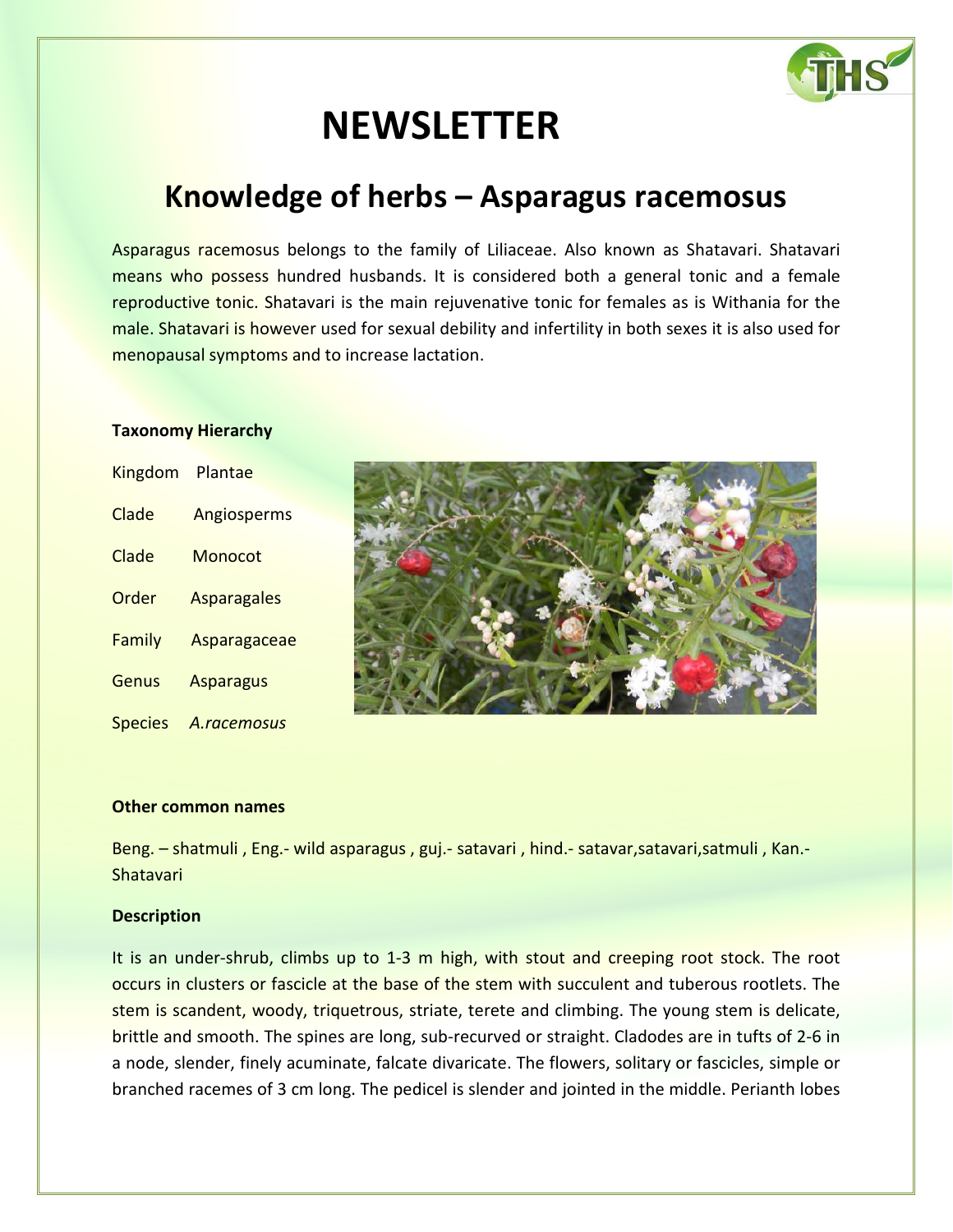# NEWSLETTER

## Knowledge of herbs – Asparagus racemosus

Asparagus racemosus belongs to the family of Liliaceae. Also known as Shatavari. Shatavari means who possess hundred husbands. It is considered both a general tonic and a female reproductive tonic. Shatavari is the main rejuvenative tonic for females as is Withania for the male. Shatavari is however used for sexual debility and infertility in both sexes it is also used for menopausal symptoms and to increase lactation.

**Taxonomy Hierarchy**

| | |
|---|---|
| Kingdom | Plantae |
| Clade | Angiosperms |
| Clade | Monocot |
| Order | Asparagales |
| Family | Asparagaceae |
| Genus | Asparagus |
| Species | *A.racemosus* |

**Other common names**

Beng. – shatmuli , Eng.- wild asparagus , guj.- satavari , hind.- satavar,satavari,satmuli , Kan.- Shatavari

**Description**

It is an under-shrub, climbs up to 1-3 m high, with stout and creeping root stock. The root occurs in clusters or fascicle at the base of the stem with succulent and tuberous rootlets. The stem is scandent, woody, triquetrous, striate, terete and climbing. The young stem is delicate, brittle and smooth. The spines are long, sub-recurved or straight. Cladodes are in tufts of 2-6 in a node, slender, finely acuminate, falcate divaricate. The flowers, solitary or fascicles, simple or branched racemes of 3 cm long. The pedicel is slender and jointed in the middle. Perianth lobes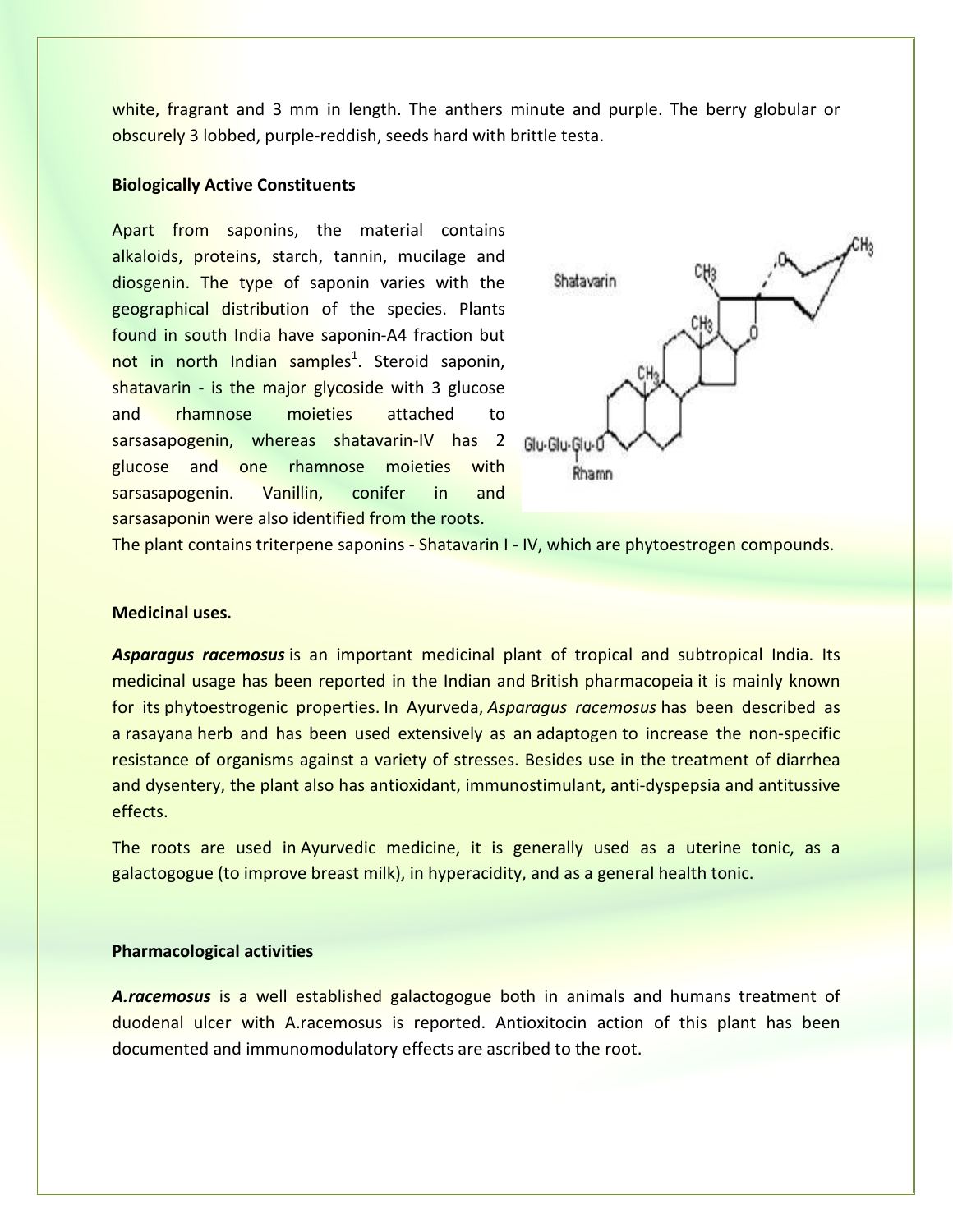white, fragrant and 3 mm in length. The anthers minute and purple. The berry globular or obscurely 3 lobbed, purple-reddish, seeds hard with brittle testa.

**Biologically Active Constituents**

Apart from saponins, the material contains alkaloids, proteins, starch, tannin, mucilage and diosgenin. The type of saponin varies with the geographical distribution of the species. Plants found in south India have saponin-A4 fraction but not in north Indian samples[1]. Steroid saponin, shatavarin - is the major glycoside with 3 glucose and rhamnose moieties attached to sarsasapogenin, whereas shatavarin-IV has 2 glucose and one rhamnose moieties with sarsasapogenin. Vanillin, conifer in and sarsasaponin were also identified from the roots.

The plant contains triterpene saponins - Shatavarin I - IV, which are phytoestrogen compounds.

**Medicinal uses.**

***Asparagus racemosus*** is an important medicinal plant of tropical and subtropical India. Its medicinal usage has been reported in the Indian and British pharmacopeia it is mainly known for its phytoestrogenic properties. In Ayurveda, *Asparagus racemosus* has been described as a rasayana herb and has been used extensively as an adaptogen to increase the non-specific resistance of organisms against a variety of stresses. Besides use in the treatment of diarrhea and dysentery, the plant also has antioxidant, immunostimulant, anti-dyspepsia and antitussive effects.

The roots are used in Ayurvedic medicine, it is generally used as a uterine tonic, as a galactogogue (to improve breast milk), in hyperacidity, and as a general health tonic.

**Pharmacological activities**

***A.racemosus*** is a well established galactogogue both in animals and humans treatment of duodenal ulcer with A.racemosus is reported. Antioxitocin action of this plant has been documented and immunomodulatory effects are ascribed to the root.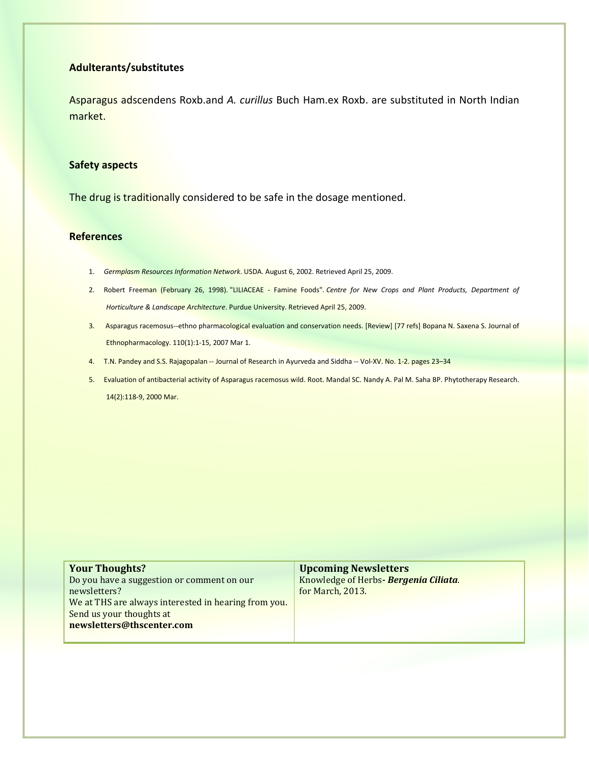### Adulterants/substitutes

Asparagus adscendens Roxb.and *A. curillus* Buch Ham.ex Roxb. are substituted in North Indian market.

### Safety aspects

The drug is traditionally considered to be safe in the dosage mentioned.

### References

1. *Germplasm Resources Information Network*. USDA. August 6, 2002. Retrieved April 25, 2009.
2. Robert Freeman (February 26, 1998). "LILIACEAE - Famine Foods". *Centre for New Crops and Plant Products, Department of Horticulture & Landscape Architecture*. Purdue University. Retrieved April 25, 2009.
3. Asparagus racemosus--ethno pharmacological evaluation and conservation needs. [Review] [77 refs] Bopana N. Saxena S. Journal of Ethnopharmacology. 110(1):1-15, 2007 Mar 1.
4. T.N. Pandey and S.S. Rajagopalan -- Journal of Research in Ayurveda and Siddha -- Vol-XV. No. 1-2. pages 23–34
5. Evaluation of antibacterial activity of Asparagus racemosus wild. Root. Mandal SC. Nandy A. Pal M. Saha BP. Phytotherapy Research. 14(2):118-9, 2000 Mar.

| **Your Thoughts?** | **Upcoming Newsletters** |
| --- | --- |
| Do you have a suggestion or comment on our newsletters?<br>We at THS are always interested in hearing from you.<br>Send us your thoughts at<br>**newsletters@thscenter.com** | Knowledge of Herbs- ***Bergenia Ciliata***.<br>for March, 2013. |